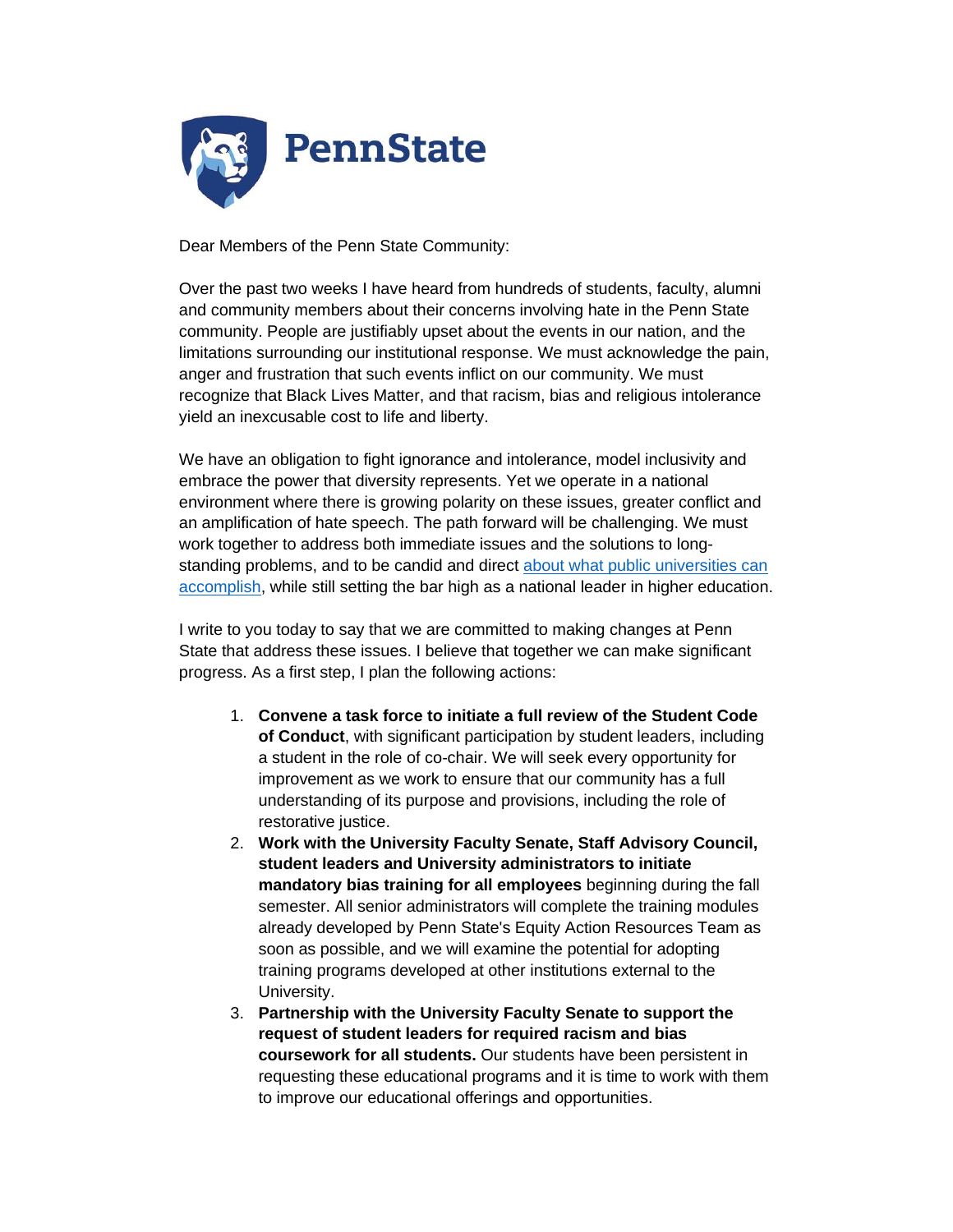Dear Members of the Penn State Community:

Over the past two weeks I have heard from hundreds of students, faculty, alumni and community members about their concerns involving hate in the Penn State community. People are justifiably upset about the events in our nation, and the limitations surrounding our institutional response. We must acknowledge the pain, anger and frustration that such events inflict on our community. We must recognize that Black Lives Matter, and that racism, bias and religious intolerance yield an inexcusable cost to life and liberty.

We have an obligation to fight ignorance and intolerance, model inclusivity and embrace the power that diversity represents. Yet we operate in a national environment where there is growing polarity on these issues, greater conflict and an amplification of hate speech. The path forward will be challenging. We must work together to address both immediate issues and the solutions to long-standing problems, and to be candid and direct about what public universities can accomplish, while still setting the bar high as a national leader in higher education.

I write to you today to say that we are committed to making changes at Penn State that address these issues. I believe that together we can make significant progress. As a first step, I plan the following actions:

1. **Convene a task force to initiate a full review of the Student Code of Conduct**, with significant participation by student leaders, including a student in the role of co-chair. We will seek every opportunity for improvement as we work to ensure that our community has a full understanding of its purpose and provisions, including the role of restorative justice.
2. **Work with the University Faculty Senate, Staff Advisory Council, student leaders and University administrators to initiate mandatory bias training for all employees** beginning during the fall semester. All senior administrators will complete the training modules already developed by Penn State's Equity Action Resources Team as soon as possible, and we will examine the potential for adopting training programs developed at other institutions external to the University.
3. **Partnership with the University Faculty Senate to support the request of student leaders for required racism and bias coursework for all students.** Our students have been persistent in requesting these educational programs and it is time to work with them to improve our educational offerings and opportunities.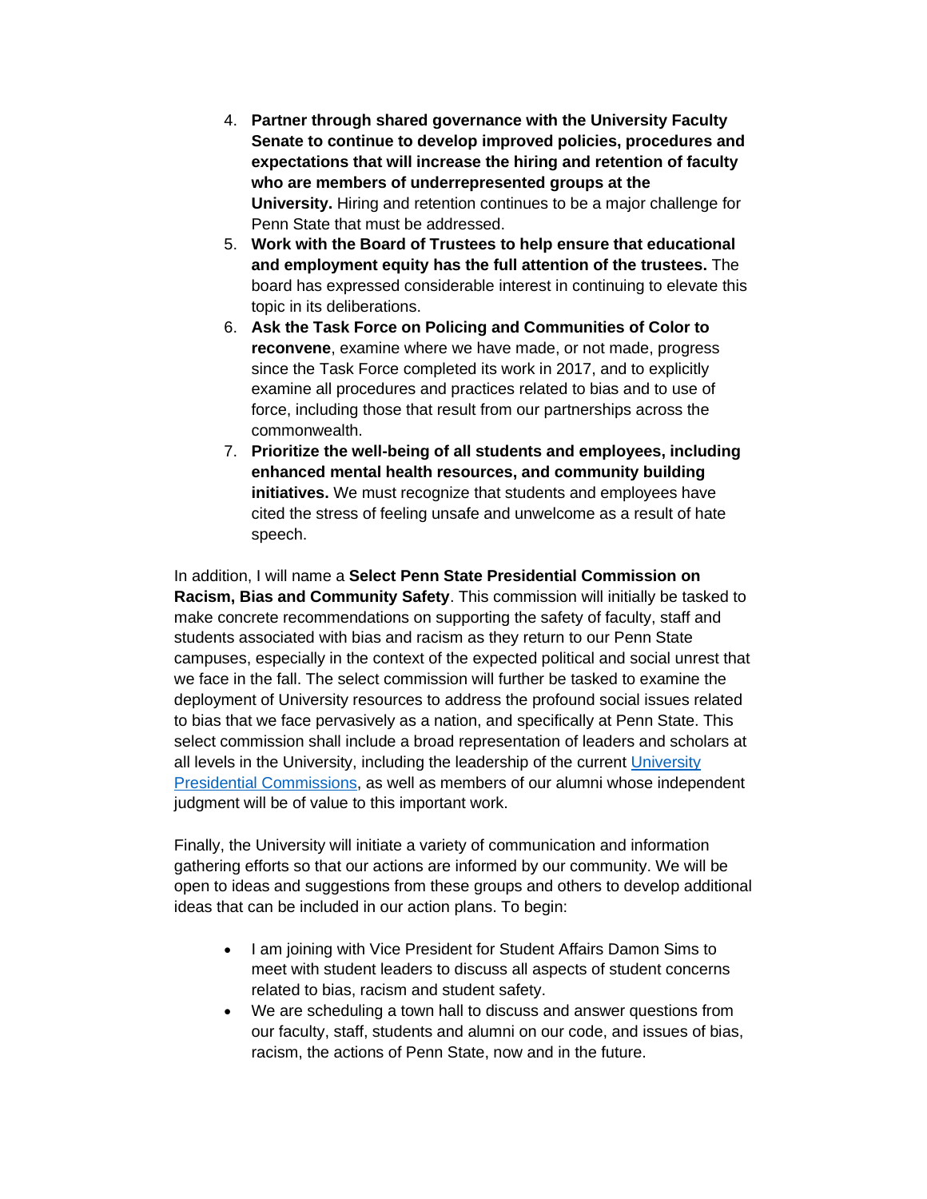4. **Partner through shared governance with the University Faculty Senate to continue to develop improved policies, procedures and expectations that will increase the hiring and retention of faculty who are members of underrepresented groups at the University.** Hiring and retention continues to be a major challenge for Penn State that must be addressed.
5. **Work with the Board of Trustees to help ensure that educational and employment equity has the full attention of the trustees.** The board has expressed considerable interest in continuing to elevate this topic in its deliberations.
6. **Ask the Task Force on Policing and Communities of Color to reconvene**, examine where we have made, or not made, progress since the Task Force completed its work in 2017, and to explicitly examine all procedures and practices related to bias and to use of force, including those that result from our partnerships across the commonwealth.
7. **Prioritize the well-being of all students and employees, including enhanced mental health resources, and community building initiatives.** We must recognize that students and employees have cited the stress of feeling unsafe and unwelcome as a result of hate speech.

In addition, I will name a **Select Penn State Presidential Commission on Racism, Bias and Community Safety**. This commission will initially be tasked to make concrete recommendations on supporting the safety of faculty, staff and students associated with bias and racism as they return to our Penn State campuses, especially in the context of the expected political and social unrest that we face in the fall. The select commission will further be tasked to examine the deployment of University resources to address the profound social issues related to bias that we face pervasively as a nation, and specifically at Penn State. This select commission shall include a broad representation of leaders and scholars at all levels in the University, including the leadership of the current University Presidential Commissions, as well as members of our alumni whose independent judgment will be of value to this important work.

Finally, the University will initiate a variety of communication and information gathering efforts so that our actions are informed by our community. We will be open to ideas and suggestions from these groups and others to develop additional ideas that can be included in our action plans. To begin:

- I am joining with Vice President for Student Affairs Damon Sims to meet with student leaders to discuss all aspects of student concerns related to bias, racism and student safety.
- We are scheduling a town hall to discuss and answer questions from our faculty, staff, students and alumni on our code, and issues of bias, racism, the actions of Penn State, now and in the future.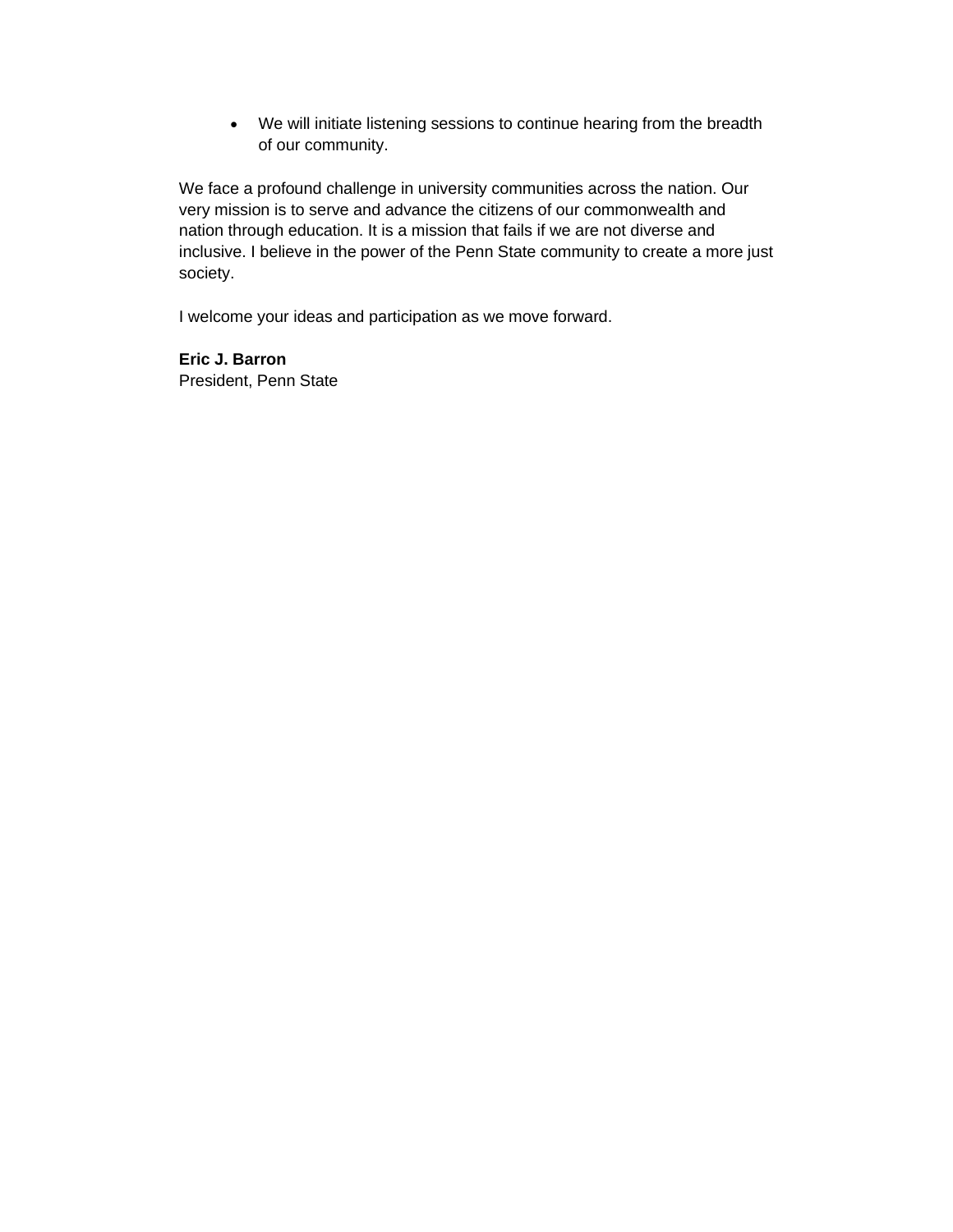- We will initiate listening sessions to continue hearing from the breadth of our community.

We face a profound challenge in university communities across the nation. Our very mission is to serve and advance the citizens of our commonwealth and nation through education. It is a mission that fails if we are not diverse and inclusive. I believe in the power of the Penn State community to create a more just society.

I welcome your ideas and participation as we move forward.

**Eric J. Barron**
President, Penn State